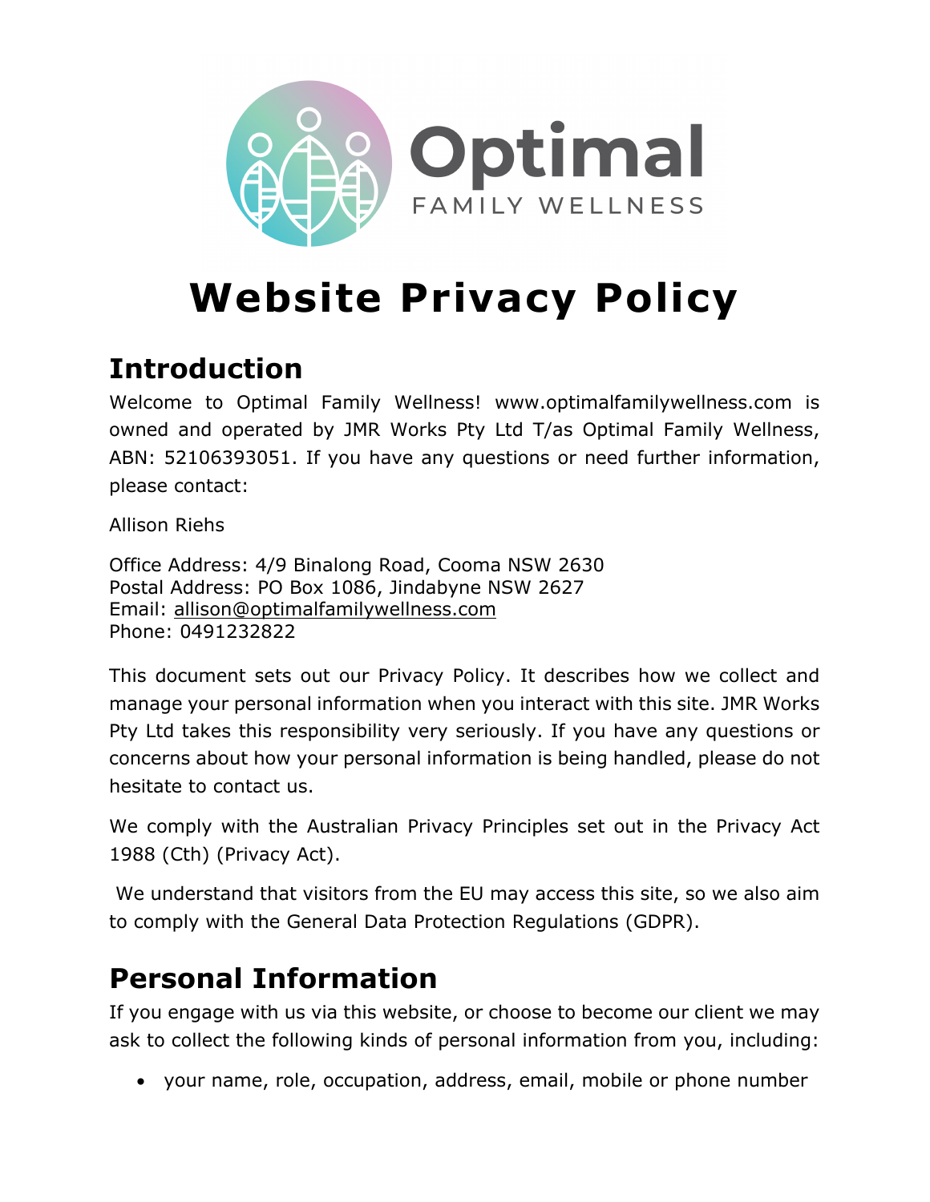# Website Privacy Policy

## Introduction

Welcome to Optimal Family Wellness! www.optimalfamilywellness.com is owned and operated by JMR Works Pty Ltd T/as Optimal Family Wellness, ABN: 52106393051. If you have any questions or need further information, please contact:

Allison Riehs

Office Address: 4/9 Binalong Road, Cooma NSW 2630
Postal Address: PO Box 1086, Jindabyne NSW 2627
Email: allison@optimalfamilywellness.com
Phone: 0491232822

This document sets out our Privacy Policy. It describes how we collect and manage your personal information when you interact with this site. JMR Works Pty Ltd takes this responsibility very seriously. If you have any questions or concerns about how your personal information is being handled, please do not hesitate to contact us.

We comply with the Australian Privacy Principles set out in the Privacy Act 1988 (Cth) (Privacy Act).

We understand that visitors from the EU may access this site, so we also aim to comply with the General Data Protection Regulations (GDPR).

## Personal Information

If you engage with us via this website, or choose to become our client we may ask to collect the following kinds of personal information from you, including:

- your name, role, occupation, address, email, mobile or phone number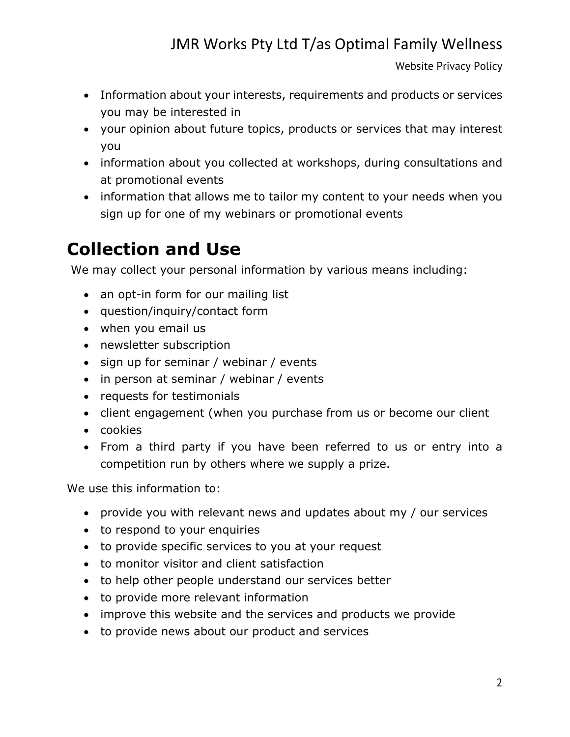- Information about your interests, requirements and products or services you may be interested in
- your opinion about future topics, products or services that may interest you
- information about you collected at workshops, during consultations and at promotional events
- information that allows me to tailor my content to your needs when you sign up for one of my webinars or promotional events

## Collection and Use

We may collect your personal information by various means including:

- an opt-in form for our mailing list
- question/inquiry/contact form
- when you email us
- newsletter subscription
- sign up for seminar / webinar / events
- in person at seminar / webinar / events
- requests for testimonials
- client engagement (when you purchase from us or become our client
- cookies
- From a third party if you have been referred to us or entry into a competition run by others where we supply a prize.

We use this information to:

- provide you with relevant news and updates about my / our services
- to respond to your enquiries
- to provide specific services to you at your request
- to monitor visitor and client satisfaction
- to help other people understand our services better
- to provide more relevant information
- improve this website and the services and products we provide
- to provide news about our product and services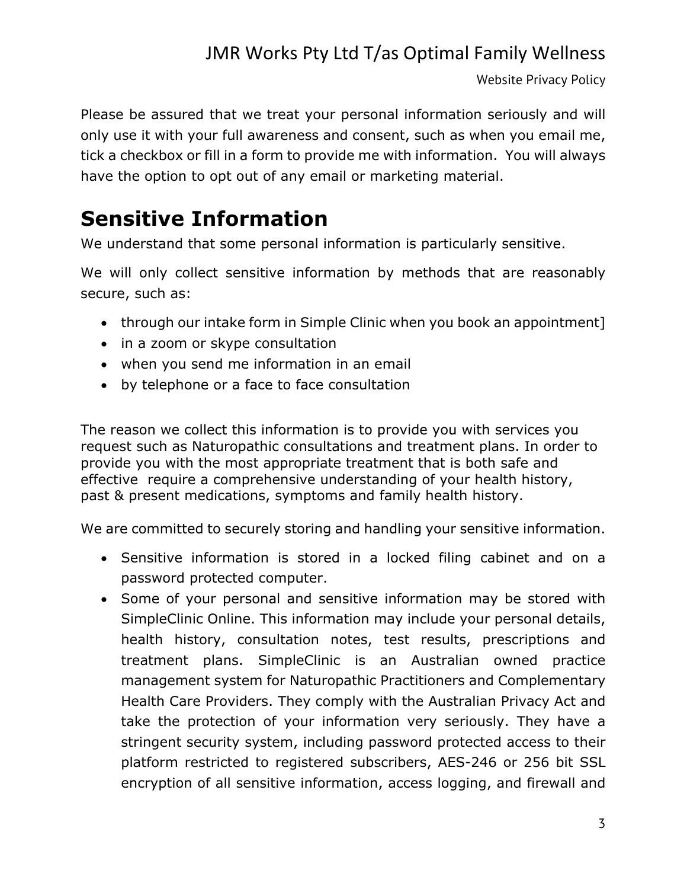Please be assured that we treat your personal information seriously and will only use it with your full awareness and consent, such as when you email me, tick a checkbox or fill in a form to provide me with information. You will always have the option to opt out of any email or marketing material.

# Sensitive Information

We understand that some personal information is particularly sensitive.

We will only collect sensitive information by methods that are reasonably secure, such as:

- through our intake form in Simple Clinic when you book an appointment]
- in a zoom or skype consultation
- when you send me information in an email
- by telephone or a face to face consultation

The reason we collect this information is to provide you with services you request such as Naturopathic consultations and treatment plans. In order to provide you with the most appropriate treatment that is both safe and effective require a comprehensive understanding of your health history, past & present medications, symptoms and family health history.

We are committed to securely storing and handling your sensitive information.

- Sensitive information is stored in a locked filing cabinet and on a password protected computer.
- Some of your personal and sensitive information may be stored with SimpleClinic Online. This information may include your personal details, health history, consultation notes, test results, prescriptions and treatment plans. SimpleClinic is an Australian owned practice management system for Naturopathic Practitioners and Complementary Health Care Providers. They comply with the Australian Privacy Act and take the protection of your information very seriously. They have a stringent security system, including password protected access to their platform restricted to registered subscribers, AES-246 or 256 bit SSL encryption of all sensitive information, access logging, and firewall and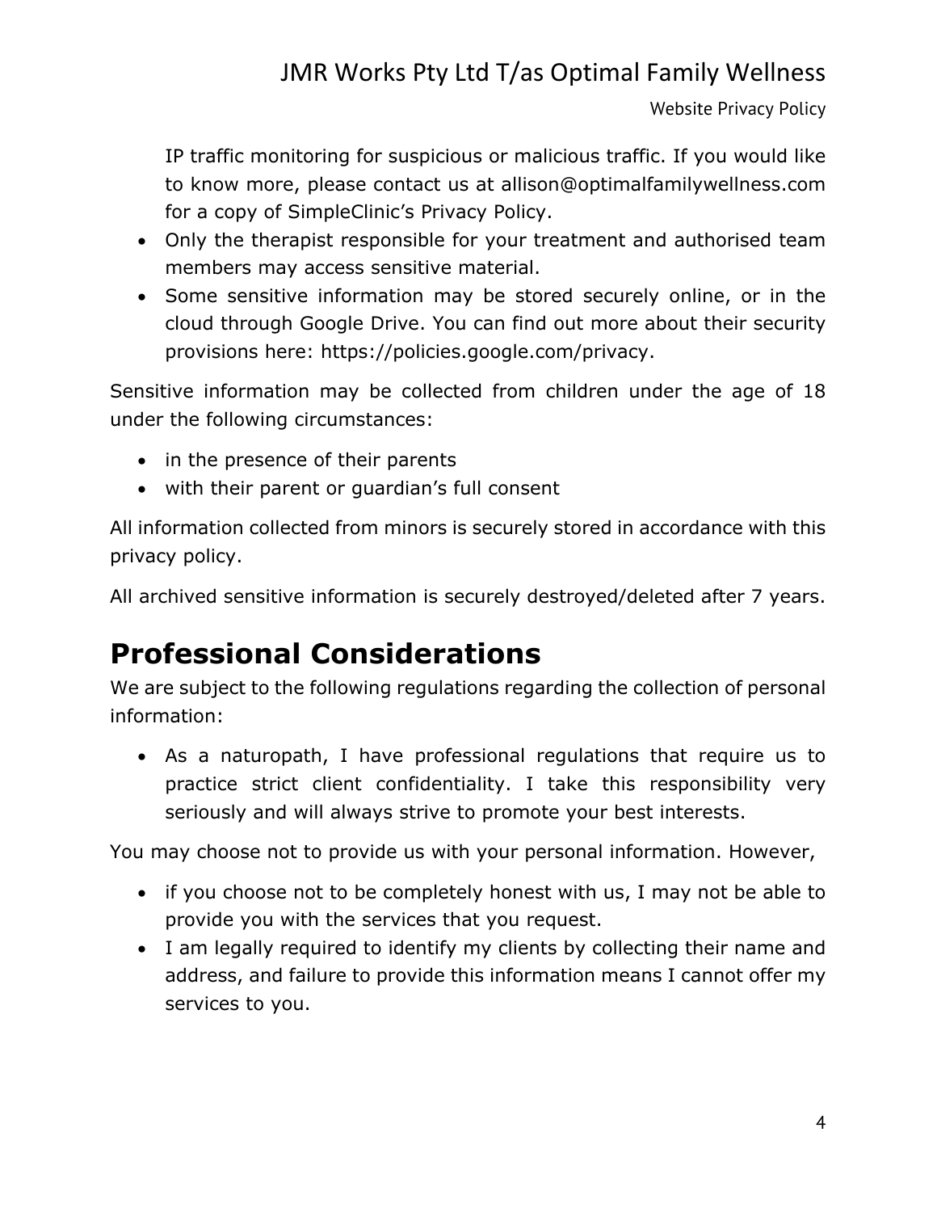IP traffic monitoring for suspicious or malicious traffic. If you would like to know more, please contact us at allison@optimalfamilywellness.com for a copy of SimpleClinic's Privacy Policy.

- Only the therapist responsible for your treatment and authorised team members may access sensitive material.
- Some sensitive information may be stored securely online, or in the cloud through Google Drive. You can find out more about their security provisions here: https://policies.google.com/privacy.

Sensitive information may be collected from children under the age of 18 under the following circumstances:

- in the presence of their parents
- with their parent or guardian's full consent

All information collected from minors is securely stored in accordance with this privacy policy.

All archived sensitive information is securely destroyed/deleted after 7 years.

# Professional Considerations

We are subject to the following regulations regarding the collection of personal information:

- As a naturopath, I have professional regulations that require us to practice strict client confidentiality. I take this responsibility very seriously and will always strive to promote your best interests.

You may choose not to provide us with your personal information. However,

- if you choose not to be completely honest with us, I may not be able to provide you with the services that you request.
- I am legally required to identify my clients by collecting their name and address, and failure to provide this information means I cannot offer my services to you.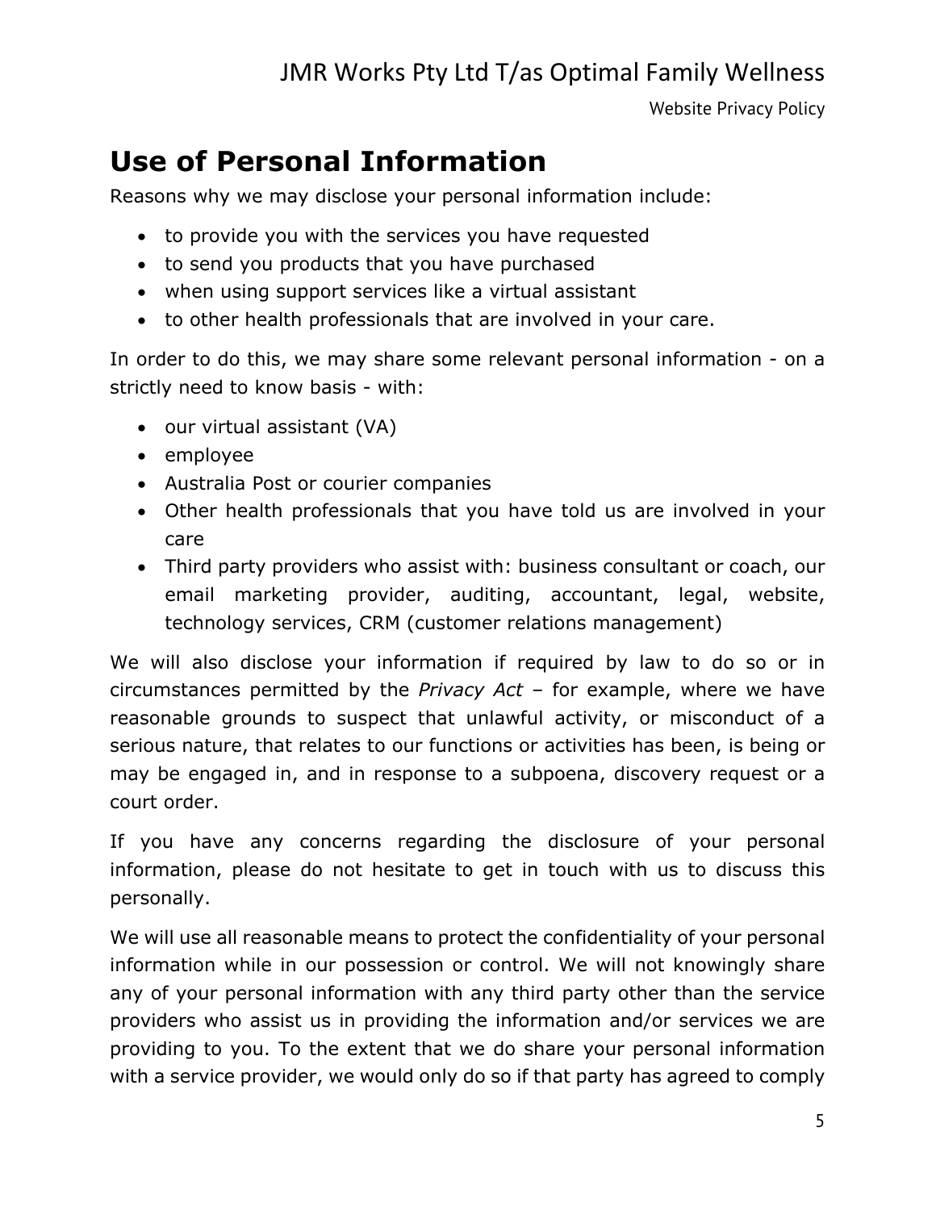## Use of Personal Information

Reasons why we may disclose your personal information include:

- to provide you with the services you have requested
- to send you products that you have purchased
- when using support services like a virtual assistant
- to other health professionals that are involved in your care.

In order to do this, we may share some relevant personal information - on a strictly need to know basis - with:

- our virtual assistant (VA)
- employee
- Australia Post or courier companies
- Other health professionals that you have told us are involved in your care
- Third party providers who assist with: business consultant or coach, our email marketing provider, auditing, accountant, legal, website, technology services, CRM (customer relations management)

We will also disclose your information if required by law to do so or in circumstances permitted by the *Privacy Act* – for example, where we have reasonable grounds to suspect that unlawful activity, or misconduct of a serious nature, that relates to our functions or activities has been, is being or may be engaged in, and in response to a subpoena, discovery request or a court order.

If you have any concerns regarding the disclosure of your personal information, please do not hesitate to get in touch with us to discuss this personally.

We will use all reasonable means to protect the confidentiality of your personal information while in our possession or control. We will not knowingly share any of your personal information with any third party other than the service providers who assist us in providing the information and/or services we are providing to you. To the extent that we do share your personal information with a service provider, we would only do so if that party has agreed to comply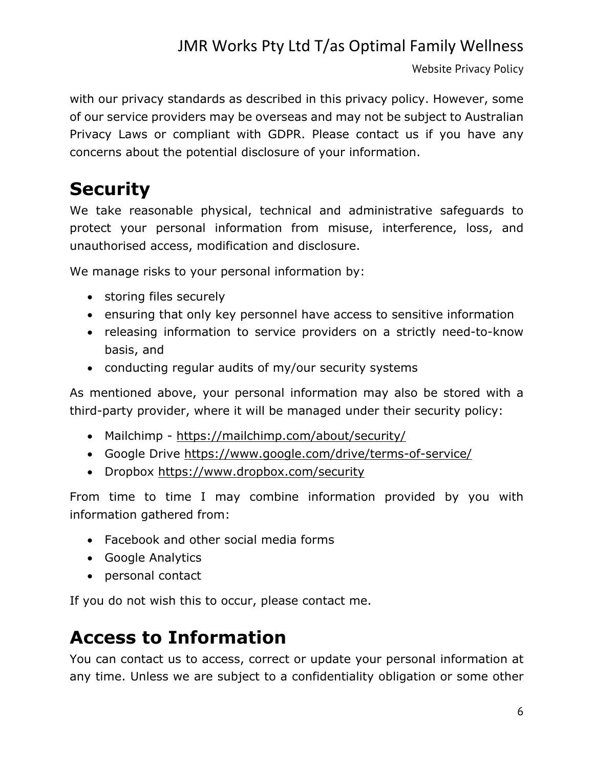with our privacy standards as described in this privacy policy. However, some of our service providers may be overseas and may not be subject to Australian Privacy Laws or compliant with GDPR. Please contact us if you have any concerns about the potential disclosure of your information.

# Security

We take reasonable physical, technical and administrative safeguards to protect your personal information from misuse, interference, loss, and unauthorised access, modification and disclosure.

We manage risks to your personal information by:

- storing files securely
- ensuring that only key personnel have access to sensitive information
- releasing information to service providers on a strictly need-to-know basis, and
- conducting regular audits of my/our security systems

As mentioned above, your personal information may also be stored with a third-party provider, where it will be managed under their security policy:

- Mailchimp - https://mailchimp.com/about/security/
- Google Drive https://www.google.com/drive/terms-of-service/
- Dropbox https://www.dropbox.com/security

From time to time I may combine information provided by you with information gathered from:

- Facebook and other social media forms
- Google Analytics
- personal contact

If you do not wish this to occur, please contact me.

# Access to Information

You can contact us to access, correct or update your personal information at any time. Unless we are subject to a confidentiality obligation or some other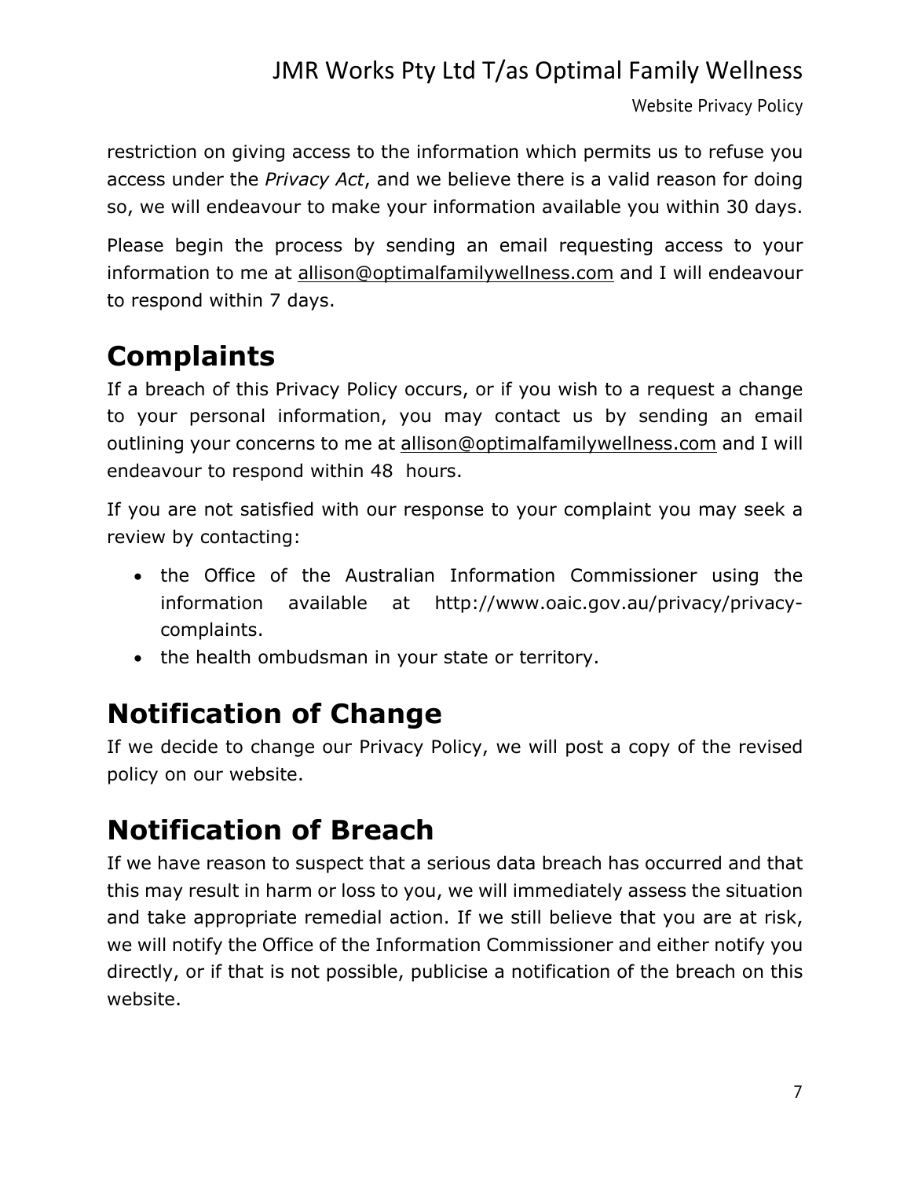restriction on giving access to the information which permits us to refuse you access under the *Privacy Act*, and we believe there is a valid reason for doing so, we will endeavour to make your information available you within 30 days.

Please begin the process by sending an email requesting access to your information to me at allison@optimalfamilywellness.com and I will endeavour to respond within 7 days.

# Complaints

If a breach of this Privacy Policy occurs, or if you wish to a request a change to your personal information, you may contact us by sending an email outlining your concerns to me at allison@optimalfamilywellness.com and I will endeavour to respond within 48 hours.

If you are not satisfied with our response to your complaint you may seek a review by contacting:

- the Office of the Australian Information Commissioner using the information available at http://www.oaic.gov.au/privacy/privacy-complaints.
- the health ombudsman in your state or territory.

# Notification of Change

If we decide to change our Privacy Policy, we will post a copy of the revised policy on our website.

# Notification of Breach

If we have reason to suspect that a serious data breach has occurred and that this may result in harm or loss to you, we will immediately assess the situation and take appropriate remedial action. If we still believe that you are at risk, we will notify the Office of the Information Commissioner and either notify you directly, or if that is not possible, publicise a notification of the breach on this website.